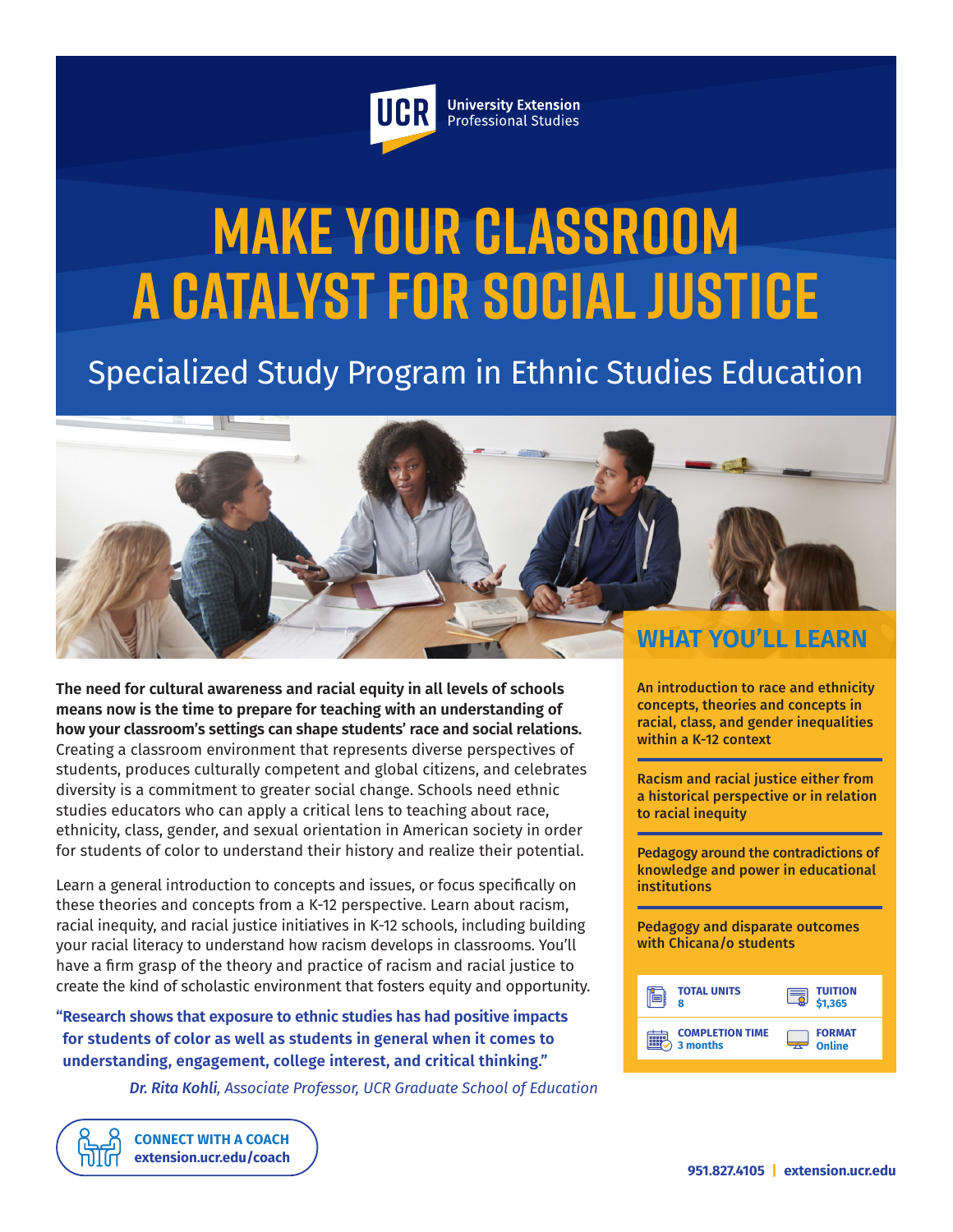UCR University Extension Professional Studies

# MAKE YOUR CLASSROOM A CATALYST FOR SOCIAL JUSTICE

## Specialized Study Program in Ethnic Studies Education

**The need for cultural awareness and racial equity in all levels of schools means now is the time to prepare for teaching with an understanding of how your classroom's settings can shape students' race and social relations.** Creating a classroom environment that represents diverse perspectives of students, produces culturally competent and global citizens, and celebrates diversity is a commitment to greater social change. Schools need ethnic studies educators who can apply a critical lens to teaching about race, ethnicity, class, gender, and sexual orientation in American society in order for students of color to understand their history and realize their potential.

Learn a general introduction to concepts and issues, or focus specifically on these theories and concepts from a K-12 perspective. Learn about racism, racial inequity, and racial justice initiatives in K-12 schools, including building your racial literacy to understand how racism develops in classrooms. You'll have a firm grasp of the theory and practice of racism and racial justice to create the kind of scholastic environment that fosters equity and opportunity.

> **"Research shows that exposure to ethnic studies has had positive impacts for students of color as well as students in general when it comes to understanding, engagement, college interest, and critical thinking."**
>
> *Dr. Rita Kohli, Associate Professor, UCR Graduate School of Education*

## WHAT YOU'LL LEARN

**An introduction to race and ethnicity concepts, theories and concepts in racial, class, and gender inequalities within a K-12 context**

**Racism and racial justice either from a historical perspective or in relation to racial inequity**

**Pedagogy around the contradictions of knowledge and power in educational institutions**

**Pedagogy and disparate outcomes with Chicana/o students**

| | |
|---|---|
| **TOTAL UNITS** 8 | **TUITION** $1,365 |
| **COMPLETION TIME** 3 months | **FORMAT** Online |

**CONNECT WITH A COACH**
**extension.ucr.edu/coach**

**951.827.4105 | extension.ucr.edu**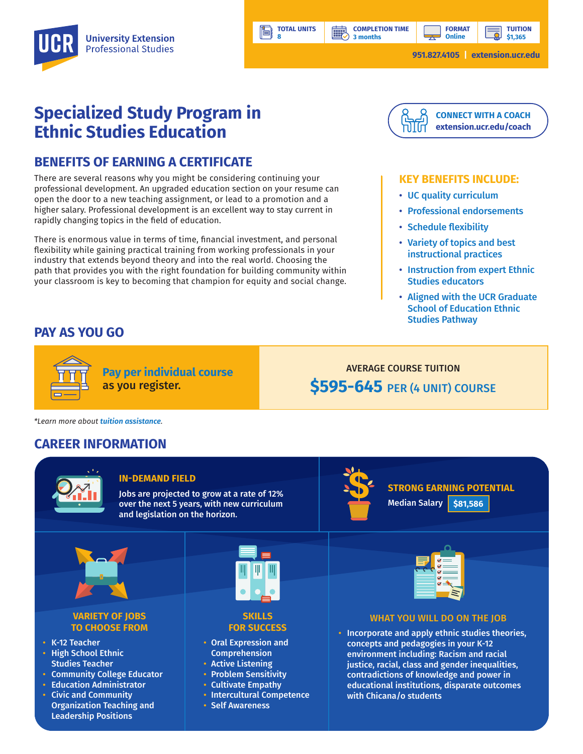UCR University Extension Professional Studies

| TOTAL UNITS | COMPLETION TIME | FORMAT | TUITION |
| --- | --- | --- | --- |
| 8 | 3 months | Online | $1,365 |

951.827.4105 | extension.ucr.edu

# Specialized Study Program in Ethnic Studies Education

**CONNECT WITH A COACH**
extension.ucr.edu/coach

## BENEFITS OF EARNING A CERTIFICATE

There are several reasons why you might be considering continuing your professional development. An upgraded education section on your resume can open the door to a new teaching assignment, or lead to a promotion and a higher salary. Professional development is an excellent way to stay current in rapidly changing topics in the field of education.

There is enormous value in terms of time, financial investment, and personal flexibility while gaining practical training from working professionals in your industry that extends beyond theory and into the real world. Choosing the path that provides you with the right foundation for building community within your classroom is key to becoming that champion for equity and social change.

### KEY BENEFITS INCLUDE:

- UC quality curriculum
- Professional endorsements
- Schedule flexibility
- Variety of topics and best instructional practices
- Instruction from expert Ethnic Studies educators
- Aligned with the UCR Graduate School of Education Ethnic Studies Pathway

## PAY AS YOU GO

**Pay per individual course** as you register.

AVERAGE COURSE TUITION
**$595-645** PER (4 UNIT) COURSE

*Learn more about tuition assistance.*

## CAREER INFORMATION

### IN-DEMAND FIELD

Jobs are projected to grow at a rate of 12% over the next 5 years, with new curriculum and legislation on the horizon.

### STRONG EARNING POTENTIAL

Median Salary **$81,586**

### VARIETY OF JOBS TO CHOOSE FROM

- K-12 Teacher
- High School Ethnic Studies Teacher
- Community College Educator
- Education Administrator
- Civic and Community Organization Teaching and Leadership Positions

### SKILLS FOR SUCCESS

- Oral Expression and Comprehension
- Active Listening
- Problem Sensitivity
- Cultivate Empathy
- Intercultural Competence
- Self Awareness

### WHAT YOU WILL DO ON THE JOB

- Incorporate and apply ethnic studies theories, concepts and pedagogies in your K-12 environment including: Racism and racial justice, racial, class and gender inequalities, contradictions of knowledge and power in educational institutions, disparate outcomes with Chicana/o students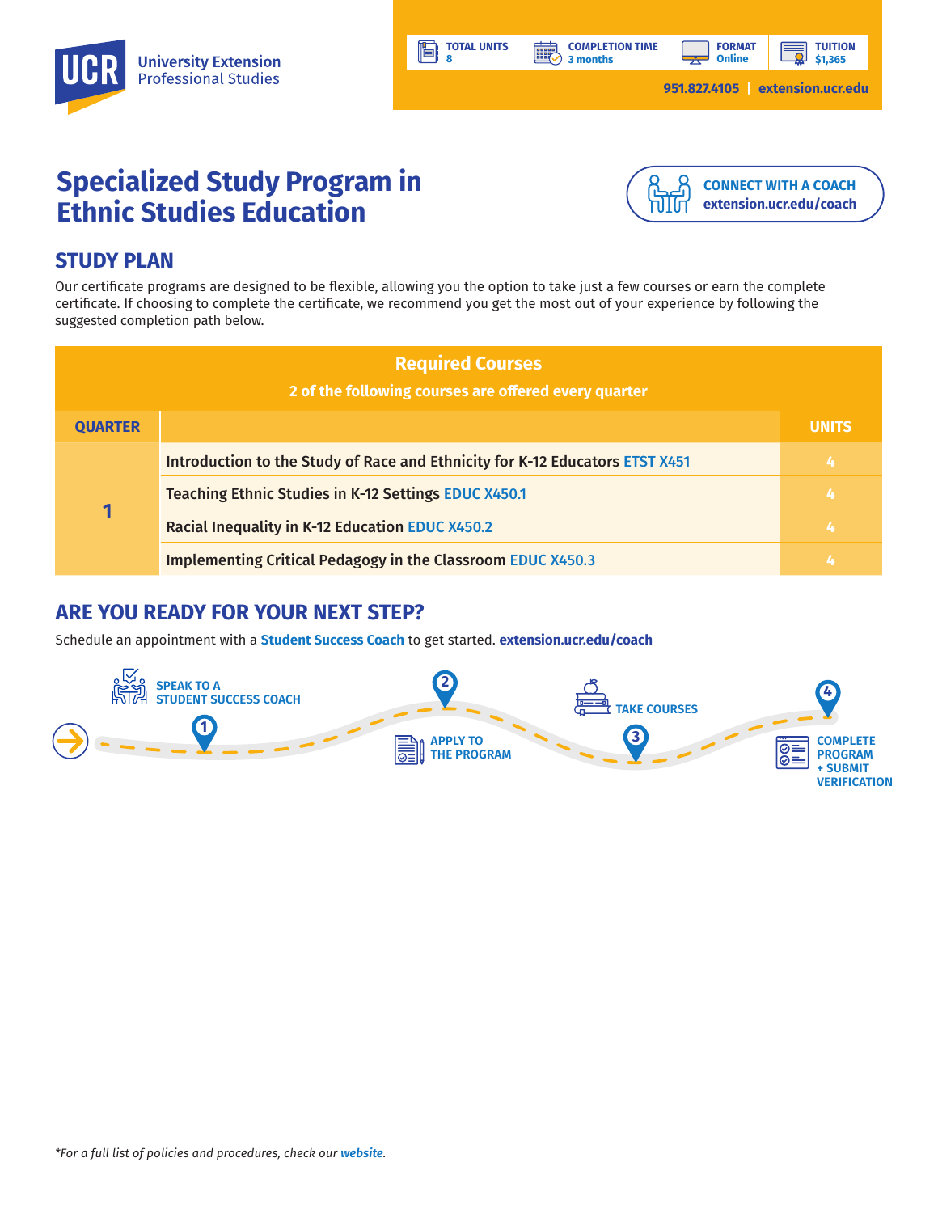UCR University Extension Professional Studies

| TOTAL UNITS | COMPLETION TIME | FORMAT | TUITION |
|---|---|---|---|
| 8 | 3 months | Online | $1,365 |

951.827.4105 | extension.ucr.edu

# Specialized Study Program in Ethnic Studies Education

CONNECT WITH A COACH
extension.ucr.edu/coach

## STUDY PLAN

Our certificate programs are designed to be flexible, allowing you the option to take just a few courses or earn the complete certificate. If choosing to complete the certificate, we recommend you get the most out of your experience by following the suggested completion path below.

**Required Courses**
**2 of the following courses are offered every quarter**

| QUARTER | | UNITS |
|---|---|---|
| 1 | Introduction to the Study of Race and Ethnicity for K-12 Educators ETST X451 | 4 |
| | Teaching Ethnic Studies in K-12 Settings EDUC X450.1 | 4 |
| | Racial Inequality in K-12 Education EDUC X450.2 | 4 |
| | Implementing Critical Pedagogy in the Classroom EDUC X450.3 | 4 |

## ARE YOU READY FOR YOUR NEXT STEP?

Schedule an appointment with a **Student Success Coach** to get started. **extension.ucr.edu/coach**

1. SPEAK TO A STUDENT SUCCESS COACH
2. APPLY TO THE PROGRAM
3. TAKE COURSES
4. COMPLETE PROGRAM + SUBMIT VERIFICATION

*For a full list of policies and procedures, check our **website**.*